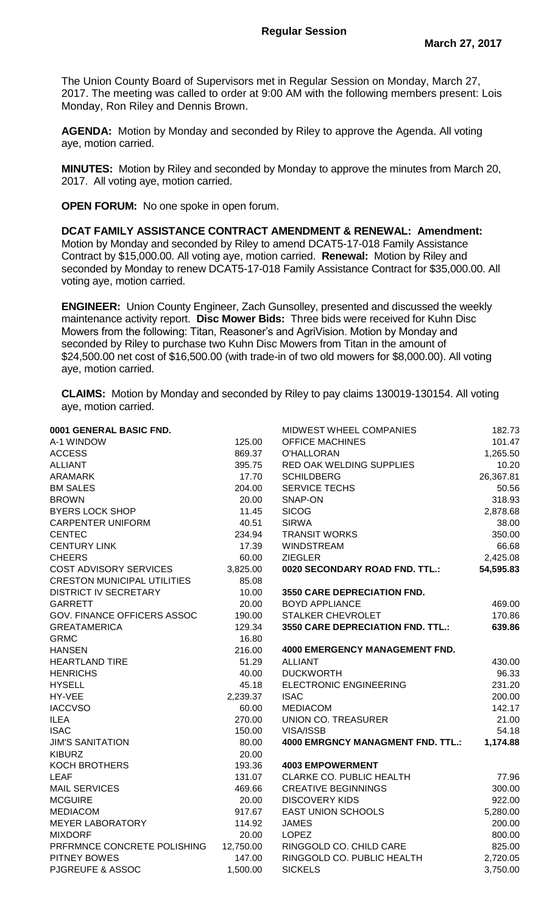## Regular Session

**March 27, 2017**

The Union County Board of Supervisors met in Regular Session on Monday, March 27, 2017. The meeting was called to order at 9:00 AM with the following members present: Lois Monday, Ron Riley and Dennis Brown.

**AGENDA:** Motion by Monday and seconded by Riley to approve the Agenda. All voting aye, motion carried.

**MINUTES:** Motion by Riley and seconded by Monday to approve the minutes from March 20, 2017. All voting aye, motion carried.

**OPEN FORUM:** No one spoke in open forum.

**DCAT FAMILY ASSISTANCE CONTRACT AMENDMENT & RENEWAL: Amendment:** Motion by Monday and seconded by Riley to amend DCAT5-17-018 Family Assistance Contract by $15,000.00. All voting aye, motion carried. **Renewal:** Motion by Riley and seconded by Monday to renew DCAT5-17-018 Family Assistance Contract for $35,000.00. All voting aye, motion carried.

**ENGINEER:** Union County Engineer, Zach Gunsolley, presented and discussed the weekly maintenance activity report. **Disc Mower Bids:** Three bids were received for Kuhn Disc Mowers from the following: Titan, Reasoner's and AgriVision. Motion by Monday and seconded by Riley to purchase two Kuhn Disc Mowers from Titan in the amount of $24,500.00 net cost of $16,500.00 (with trade-in of two old mowers for $8,000.00). All voting aye, motion carried.

**CLAIMS:** Motion by Monday and seconded by Riley to pay claims 130019-130154. All voting aye, motion carried.

| **0001 GENERAL BASIC FND.** | |
|---|---|
| A-1 WINDOW | 125.00 |
| ACCESS | 869.37 |
| ALLIANT | 395.75 |
| ARAMARK | 17.70 |
| BM SALES | 204.00 |
| BROWN | 20.00 |
| BYERS LOCK SHOP | 11.45 |
| CARPENTER UNIFORM | 40.51 |
| CENTEC | 234.94 |
| CENTURY LINK | 17.39 |
| CHEERS | 60.00 |
| COST ADVISORY SERVICES | 3,825.00 |
| CRESTON MUNICIPAL UTILITIES | 85.08 |
| DISTRICT IV SECRETARY | 10.00 |
| GARRETT | 20.00 |
| GOV. FINANCE OFFICERS ASSOC | 190.00 |
| GREATAMERICA | 129.34 |
| GRMC | 16.80 |
| HANSEN | 216.00 |
| HEARTLAND TIRE | 51.29 |
| HENRICHS | 40.00 |
| HYSELL | 45.18 |
| HY-VEE | 2,239.37 |
| IACCVSO | 60.00 |
| ILEA | 270.00 |
| ISAC | 150.00 |
| JIM'S SANITATION | 80.00 |
| KIBURZ | 20.00 |
| KOCH BROTHERS | 193.36 |
| LEAF | 131.07 |
| MAIL SERVICES | 469.66 |
| MCGUIRE | 20.00 |
| MEDIACOM | 917.67 |
| MEYER LABORATORY | 114.92 |
| MIXDORF | 20.00 |
| PRFRMNCE CONCRETE POLISHING | 12,750.00 |
| PITNEY BOWES | 147.00 |
| PJGREUFE & ASSOC | 1,500.00 |

| | |
|---|---|
| MIDWEST WHEEL COMPANIES | 182.73 |
| OFFICE MACHINES | 101.47 |
| O'HALLORAN | 1,265.50 |
| RED OAK WELDING SUPPLIES | 10.20 |
| SCHILDBERG | 26,367.81 |
| SERVICE TECHS | 50.56 |
| SNAP-ON | 318.93 |
| SICOG | 2,878.68 |
| SIRWA | 38.00 |
| TRANSIT WORKS | 350.00 |
| WINDSTREAM | 66.68 |
| ZIEGLER | 2,425.08 |
| **0020 SECONDARY ROAD FND. TTL.:** | **54,595.83** |
| | |
| **3550 CARE DEPRECIATION FND.** | |
| BOYD APPLIANCE | 469.00 |
| STALKER CHEVROLET | 170.86 |
| **3550 CARE DEPRECIATION FND. TTL.:** | **639.86** |
| | |
| **4000 EMERGENCY MANAGEMENT FND.** | |
| ALLIANT | 430.00 |
| DUCKWORTH | 96.33 |
| ELECTRONIC ENGINEERING | 231.20 |
| ISAC | 200.00 |
| MEDIACOM | 142.17 |
| UNION CO. TREASURER | 21.00 |
| VISA/ISSB | 54.18 |
| **4000 EMRGNCY MANAGMENT FND. TTL.:** | **1,174.88** |
| | |
| **4003 EMPOWERMENT** | |
| CLARKE CO. PUBLIC HEALTH | 77.96 |
| CREATIVE BEGINNINGS | 300.00 |
| DISCOVERY KIDS | 922.00 |
| EAST UNION SCHOOLS | 5,280.00 |
| JAMES | 200.00 |
| LOPEZ | 800.00 |
| RINGGOLD CO. CHILD CARE | 825.00 |
| RINGGOLD CO. PUBLIC HEALTH | 2,720.05 |
| SICKELS | 3,750.00 |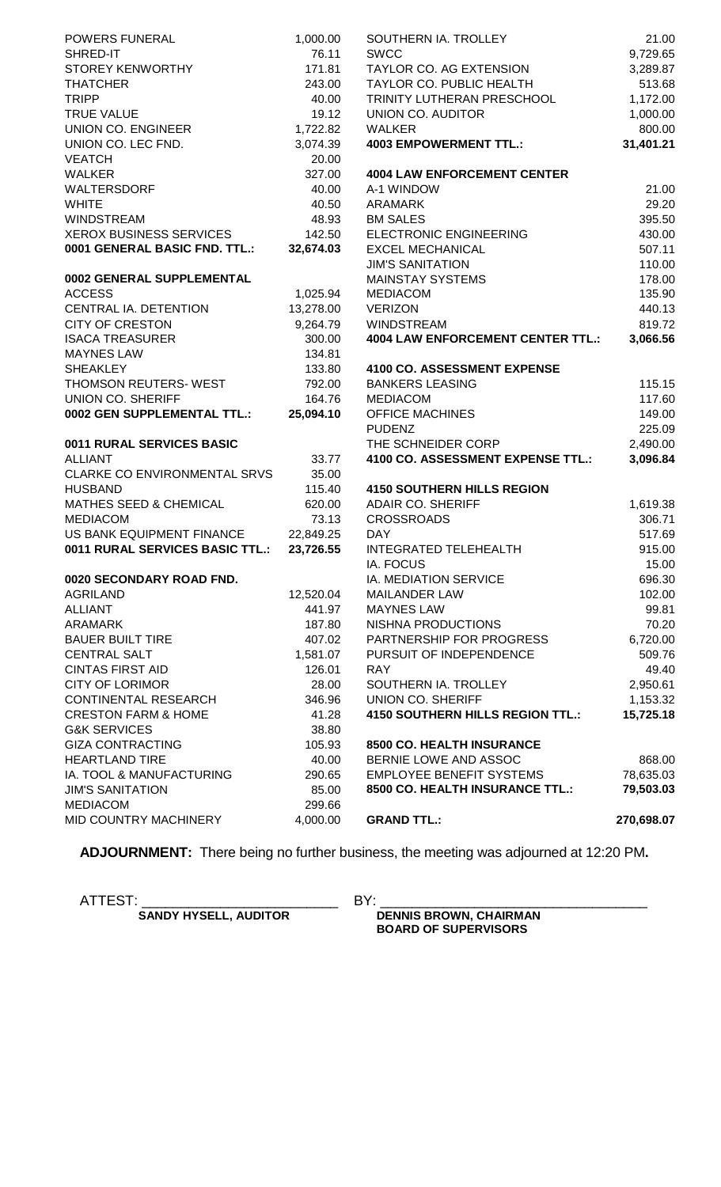| | |
|---|---|
| POWERS FUNERAL | 1,000.00 |
| SHRED-IT | 76.11 |
| STOREY KENWORTHY | 171.81 |
| THATCHER | 243.00 |
| TRIPP | 40.00 |
| TRUE VALUE | 19.12 |
| UNION CO. ENGINEER | 1,722.82 |
| UNION CO. LEC FND. | 3,074.39 |
| VEATCH | 20.00 |
| WALKER | 327.00 |
| WALTERSDORF | 40.00 |
| WHITE | 40.50 |
| WINDSTREAM | 48.93 |
| XEROX BUSINESS SERVICES | 142.50 |
| **0001 GENERAL BASIC FND. TTL.:** | **32,674.03** |
| | |
| **0002 GENERAL SUPPLEMENTAL** | |
| ACCESS | 1,025.94 |
| CENTRAL IA. DETENTION | 13,278.00 |
| CITY OF CRESTON | 9,264.79 |
| ISACA TREASURER | 300.00 |
| MAYNES LAW | 134.81 |
| SHEAKLEY | 133.80 |
| THOMSON REUTERS- WEST | 792.00 |
| UNION CO. SHERIFF | 164.76 |
| **0002 GEN SUPPLEMENTAL TTL.:** | **25,094.10** |
| | |
| **0011 RURAL SERVICES BASIC** | |
| ALLIANT | 33.77 |
| CLARKE CO ENVIRONMENTAL SRVS | 35.00 |
| HUSBAND | 115.40 |
| MATHES SEED & CHEMICAL | 620.00 |
| MEDIACOM | 73.13 |
| US BANK EQUIPMENT FINANCE | 22,849.25 |
| **0011 RURAL SERVICES BASIC TTL.:** | **23,726.55** |
| | |
| **0020 SECONDARY ROAD FND.** | |
| AGRILAND | 12,520.04 |
| ALLIANT | 441.97 |
| ARAMARK | 187.80 |
| BAUER BUILT TIRE | 407.02 |
| CENTRAL SALT | 1,581.07 |
| CINTAS FIRST AID | 126.01 |
| CITY OF LORIMOR | 28.00 |
| CONTINENTAL RESEARCH | 346.96 |
| CRESTON FARM & HOME | 41.28 |
| G&K SERVICES | 38.80 |
| GIZA CONTRACTING | 105.93 |
| HEARTLAND TIRE | 40.00 |
| IA. TOOL & MANUFACTURING | 290.65 |
| JIM'S SANITATION | 85.00 |
| MEDIACOM | 299.66 |
| MID COUNTRY MACHINERY | 4,000.00 |

| | |
|---|---|
| SOUTHERN IA. TROLLEY | 21.00 |
| SWCC | 9,729.65 |
| TAYLOR CO. AG EXTENSION | 3,289.87 |
| TAYLOR CO. PUBLIC HEALTH | 513.68 |
| TRINITY LUTHERAN PRESCHOOL | 1,172.00 |
| UNION CO. AUDITOR | 1,000.00 |
| WALKER | 800.00 |
| **4003 EMPOWERMENT TTL.:** | **31,401.21** |
| | |
| **4004 LAW ENFORCEMENT CENTER** | |
| A-1 WINDOW | 21.00 |
| ARAMARK | 29.20 |
| BM SALES | 395.50 |
| ELECTRONIC ENGINEERING | 430.00 |
| EXCEL MECHANICAL | 507.11 |
| JIM'S SANITATION | 110.00 |
| MAINSTAY SYSTEMS | 178.00 |
| MEDIACOM | 135.90 |
| VERIZON | 440.13 |
| WINDSTREAM | 819.72 |
| **4004 LAW ENFORCEMENT CENTER TTL.:** | **3,066.56** |
| | |
| **4100 CO. ASSESSMENT EXPENSE** | |
| BANKERS LEASING | 115.15 |
| MEDIACOM | 117.60 |
| OFFICE MACHINES | 149.00 |
| PUDENZ | 225.09 |
| THE SCHNEIDER CORP | 2,490.00 |
| **4100 CO. ASSESSMENT EXPENSE TTL.:** | **3,096.84** |
| | |
| **4150 SOUTHERN HILLS REGION** | |
| ADAIR CO. SHERIFF | 1,619.38 |
| CROSSROADS | 306.71 |
| DAY | 517.69 |
| INTEGRATED TELEHEALTH | 915.00 |
| IA. FOCUS | 15.00 |
| IA. MEDIATION SERVICE | 696.30 |
| MAILANDER LAW | 102.00 |
| MAYNES LAW | 99.81 |
| NISHNA PRODUCTIONS | 70.20 |
| PARTNERSHIP FOR PROGRESS | 6,720.00 |
| PURSUIT OF INDEPENDENCE | 509.76 |
| RAY | 49.40 |
| SOUTHERN IA. TROLLEY | 2,950.61 |
| UNION CO. SHERIFF | 1,153.32 |
| **4150 SOUTHERN HILLS REGION TTL.:** | **15,725.18** |
| | |
| **8500 CO. HEALTH INSURANCE** | |
| BERNIE LOWE AND ASSOC | 868.00 |
| EMPLOYEE BENEFIT SYSTEMS | 78,635.03 |
| **8500 CO. HEALTH INSURANCE TTL.:** | **79,503.03** |
| | |
| **GRAND TTL.:** | **270,698.07** |

**ADJOURNMENT:** There being no further business, the meeting was adjourned at 12:20 PM**.**

ATTEST: ___________________________ BY: ____________________________________

**SANDY HYSELL, AUDITOR** **DENNIS BROWN, CHAIRMAN**
**BOARD OF SUPERVISORS**